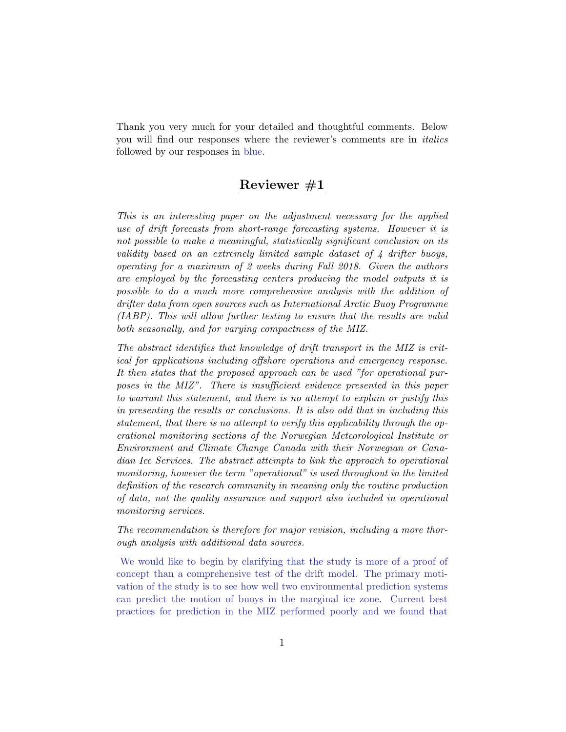Thank you very much for your detailed and thoughtful comments. Below you will find our responses where the reviewer's comments are in *italics* followed by our responses in blue.

## Reviewer #1

*This is an interesting paper on the adjustment necessary for the applied use of drift forecasts from short-range forecasting systems. However it is not possible to make a meaningful, statistically significant conclusion on its validity based on an extremely limited sample dataset of 4 drifter buoys, operating for a maximum of 2 weeks during Fall 2018. Given the authors are employed by the forecasting centers producing the model outputs it is possible to do a much more comprehensive analysis with the addition of drifter data from open sources such as International Arctic Buoy Programme (IABP). This will allow further testing to ensure that the results are valid both seasonally, and for varying compactness of the MIZ.*

*The abstract identifies that knowledge of drift transport in the MIZ is critical for applications including offshore operations and emergency response. It then states that the proposed approach can be used "for operational purposes in the MIZ". There is insufficient evidence presented in this paper to warrant this statement, and there is no attempt to explain or justify this in presenting the results or conclusions. It is also odd that in including this statement, that there is no attempt to verify this applicability through the operational monitoring sections of the Norwegian Meteorological Institute or Environment and Climate Change Canada with their Norwegian or Canadian Ice Services. The abstract attempts to link the approach to operational monitoring, however the term "operational" is used throughout in the limited definition of the research community in meaning only the routine production of data, not the quality assurance and support also included in operational monitoring services.*

*The recommendation is therefore for major revision, including a more thorough analysis with additional data sources.*

We would like to begin by clarifying that the study is more of a proof of concept than a comprehensive test of the drift model. The primary motivation of the study is to see how well two environmental prediction systems can predict the motion of buoys in the marginal ice zone. Current best practices for prediction in the MIZ performed poorly and we found that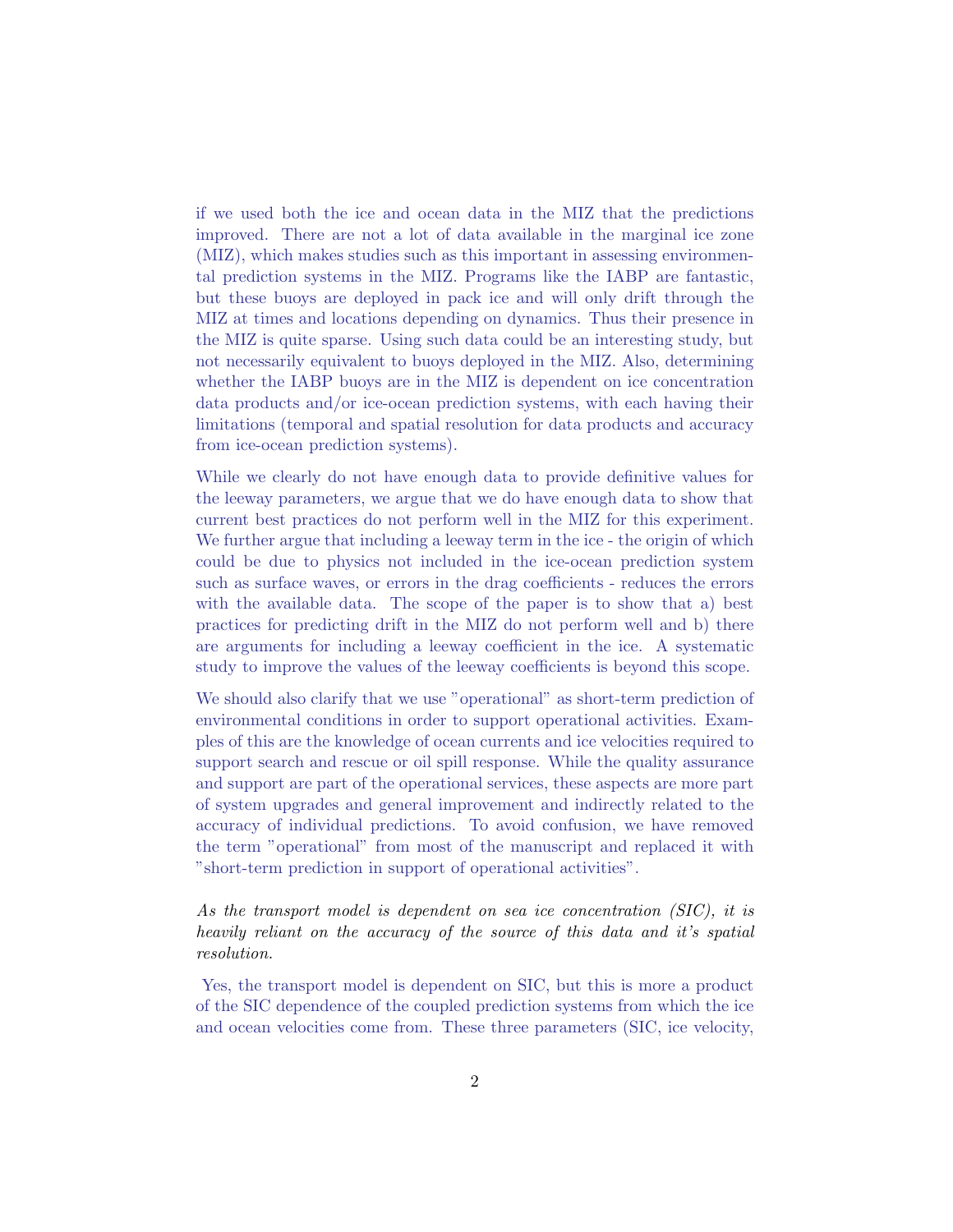if we used both the ice and ocean data in the MIZ that the predictions improved. There are not a lot of data available in the marginal ice zone (MIZ), which makes studies such as this important in assessing environmental prediction systems in the MIZ. Programs like the IABP are fantastic, but these buoys are deployed in pack ice and will only drift through the MIZ at times and locations depending on dynamics. Thus their presence in the MIZ is quite sparse. Using such data could be an interesting study, but not necessarily equivalent to buoys deployed in the MIZ. Also, determining whether the IABP buoys are in the MIZ is dependent on ice concentration data products and/or ice-ocean prediction systems, with each having their limitations (temporal and spatial resolution for data products and accuracy from ice-ocean prediction systems).

While we clearly do not have enough data to provide definitive values for the leeway parameters, we argue that we do have enough data to show that current best practices do not perform well in the MIZ for this experiment. We further argue that including a leeway term in the ice - the origin of which could be due to physics not included in the ice-ocean prediction system such as surface waves, or errors in the drag coefficients - reduces the errors with the available data. The scope of the paper is to show that a) best practices for predicting drift in the MIZ do not perform well and b) there are arguments for including a leeway coefficient in the ice. A systematic study to improve the values of the leeway coefficients is beyond this scope.

We should also clarify that we use "operational" as short-term prediction of environmental conditions in order to support operational activities. Examples of this are the knowledge of ocean currents and ice velocities required to support search and rescue or oil spill response. While the quality assurance and support are part of the operational services, these aspects are more part of system upgrades and general improvement and indirectly related to the accuracy of individual predictions. To avoid confusion, we have removed the term "operational" from most of the manuscript and replaced it with "short-term prediction in support of operational activities".

*As the transport model is dependent on sea ice concentration (SIC), it is heavily reliant on the accuracy of the source of this data and it's spatial resolution.*

Yes, the transport model is dependent on SIC, but this is more a product of the SIC dependence of the coupled prediction systems from which the ice and ocean velocities come from. These three parameters (SIC, ice velocity,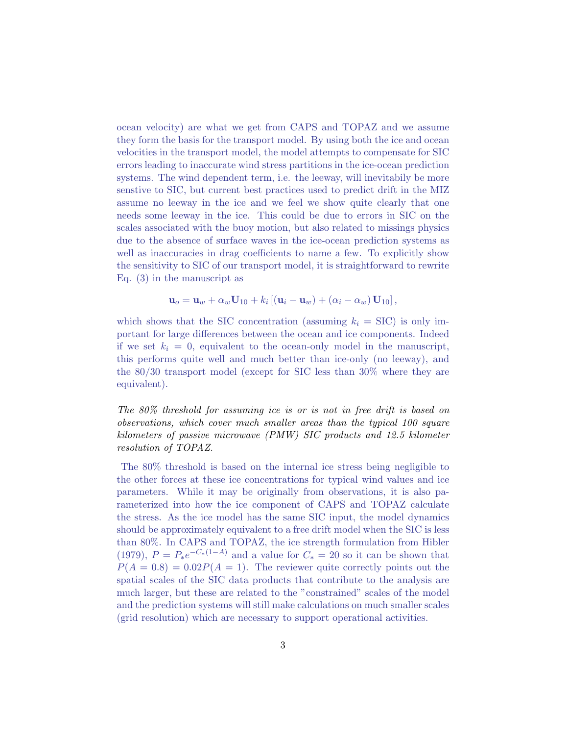ocean velocity) are what we get from CAPS and TOPAZ and we assume they form the basis for the transport model. By using both the ice and ocean velocities in the transport model, the model attempts to compensate for SIC errors leading to inaccurate wind stress partitions in the ice-ocean prediction systems. The wind dependent term, i.e. the leeway, will inevitabily be more senstive to SIC, but current best practices used to predict drift in the MIZ assume no leeway in the ice and we feel we show quite clearly that one needs some leeway in the ice. This could be due to errors in SIC on the scales associated with the buoy motion, but also related to missings physics due to the absence of surface waves in the ice-ocean prediction systems as well as inaccuracies in drag coefficients to name a few. To explicitly show the sensitivity to SIC of our transport model, it is straightforward to rewrite Eq. (3) in the manuscript as

$$\mathbf{u}_o = \mathbf{u}_w + \alpha_w \mathbf{U}_{10} + k_i \left[ (\mathbf{u}_i - \mathbf{u}_w) + (\alpha_i - \alpha_w) \mathbf{U}_{10} \right],$$

which shows that the SIC concentration (assuming $k_i = \text{SIC}$) is only important for large differences between the ocean and ice components. Indeed if we set $k_i = 0$, equivalent to the ocean-only model in the manuscript, this performs quite well and much better than ice-only (no leeway), and the 80/30 transport model (except for SIC less than 30% where they are equivalent).

*The 80% threshold for assuming ice is or is not in free drift is based on observations, which cover much smaller areas than the typical 100 square kilometers of passive microwave (PMW) SIC products and 12.5 kilometer resolution of TOPAZ.*

The 80% threshold is based on the internal ice stress being negligible to the other forces at these ice concentrations for typical wind values and ice parameters. While it may be originally from observations, it is also parameterized into how the ice component of CAPS and TOPAZ calculate the stress. As the ice model has the same SIC input, the model dynamics should be approximately equivalent to a free drift model when the SIC is less than 80%. In CAPS and TOPAZ, the ice strength formulation from Hibler (1979), $P = P_* e^{-C_*(1-A)}$ and a value for $C_* = 20$ so it can be shown that $P(A = 0.8) = 0.02P(A = 1)$. The reviewer quite correctly points out the spatial scales of the SIC data products that contribute to the analysis are much larger, but these are related to the "constrained" scales of the model and the prediction systems will still make calculations on much smaller scales (grid resolution) which are necessary to support operational activities.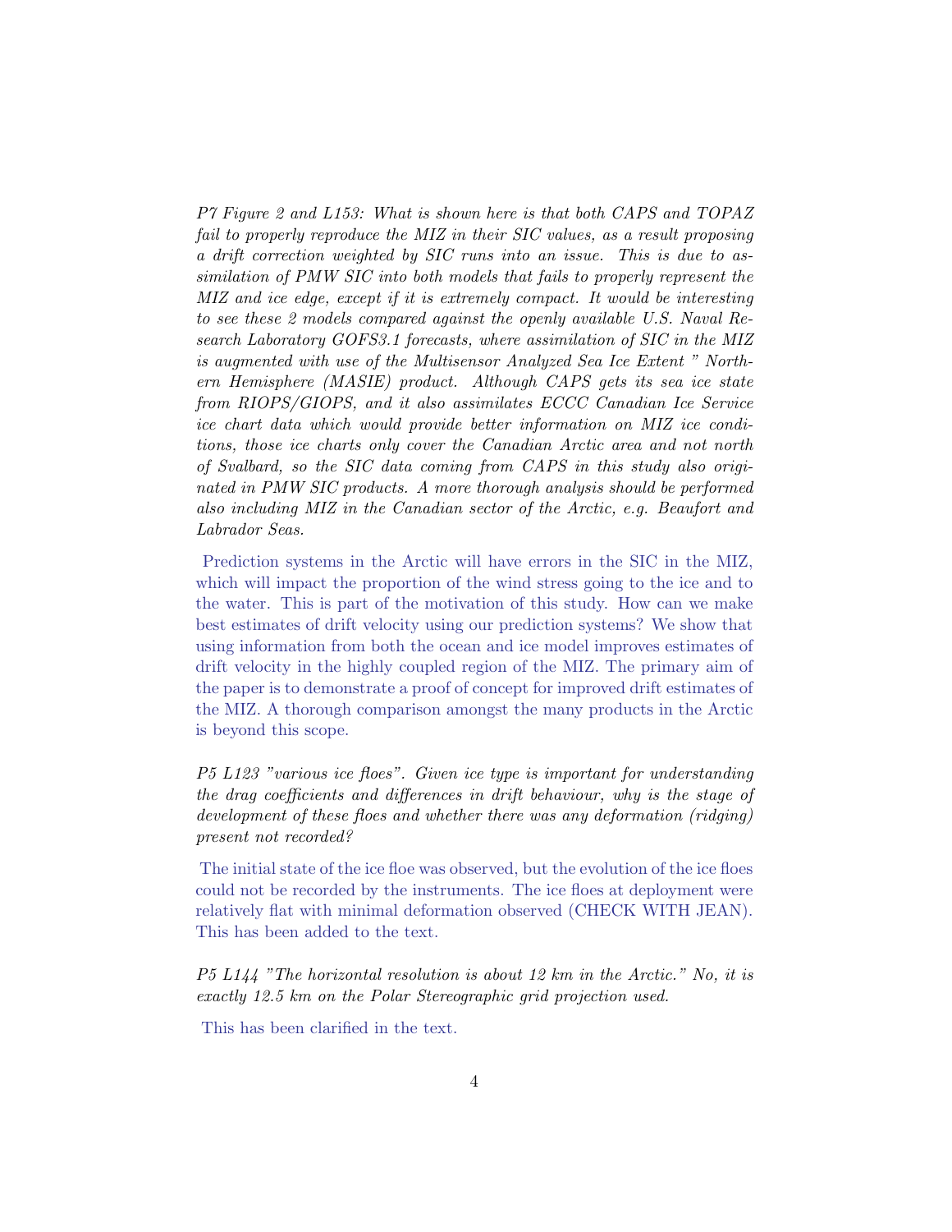*P7 Figure 2 and L153: What is shown here is that both CAPS and TOPAZ fail to properly reproduce the MIZ in their SIC values, as a result proposing a drift correction weighted by SIC runs into an issue. This is due to assimilation of PMW SIC into both models that fails to properly represent the MIZ and ice edge, except if it is extremely compact. It would be interesting to see these 2 models compared against the openly available U.S. Naval Research Laboratory GOFS3.1 forecasts, where assimilation of SIC in the MIZ is augmented with use of the Multisensor Analyzed Sea Ice Extent " Northern Hemisphere (MASIE) product. Although CAPS gets its sea ice state from RIOPS/GIOPS, and it also assimilates ECCC Canadian Ice Service ice chart data which would provide better information on MIZ ice conditions, those ice charts only cover the Canadian Arctic area and not north of Svalbard, so the SIC data coming from CAPS in this study also originated in PMW SIC products. A more thorough analysis should be performed also including MIZ in the Canadian sector of the Arctic, e.g. Beaufort and Labrador Seas.*

Prediction systems in the Arctic will have errors in the SIC in the MIZ, which will impact the proportion of the wind stress going to the ice and to the water. This is part of the motivation of this study. How can we make best estimates of drift velocity using our prediction systems? We show that using information from both the ocean and ice model improves estimates of drift velocity in the highly coupled region of the MIZ. The primary aim of the paper is to demonstrate a proof of concept for improved drift estimates of the MIZ. A thorough comparison amongst the many products in the Arctic is beyond this scope.

*P5 L123 "various ice floes". Given ice type is important for understanding the drag coefficients and differences in drift behaviour, why is the stage of development of these floes and whether there was any deformation (ridging) present not recorded?*

The initial state of the ice floe was observed, but the evolution of the ice floes could not be recorded by the instruments. The ice floes at deployment were relatively flat with minimal deformation observed (CHECK WITH JEAN). This has been added to the text.

*P5 L144 "The horizontal resolution is about 12 km in the Arctic." No, it is exactly 12.5 km on the Polar Stereographic grid projection used.*

This has been clarified in the text.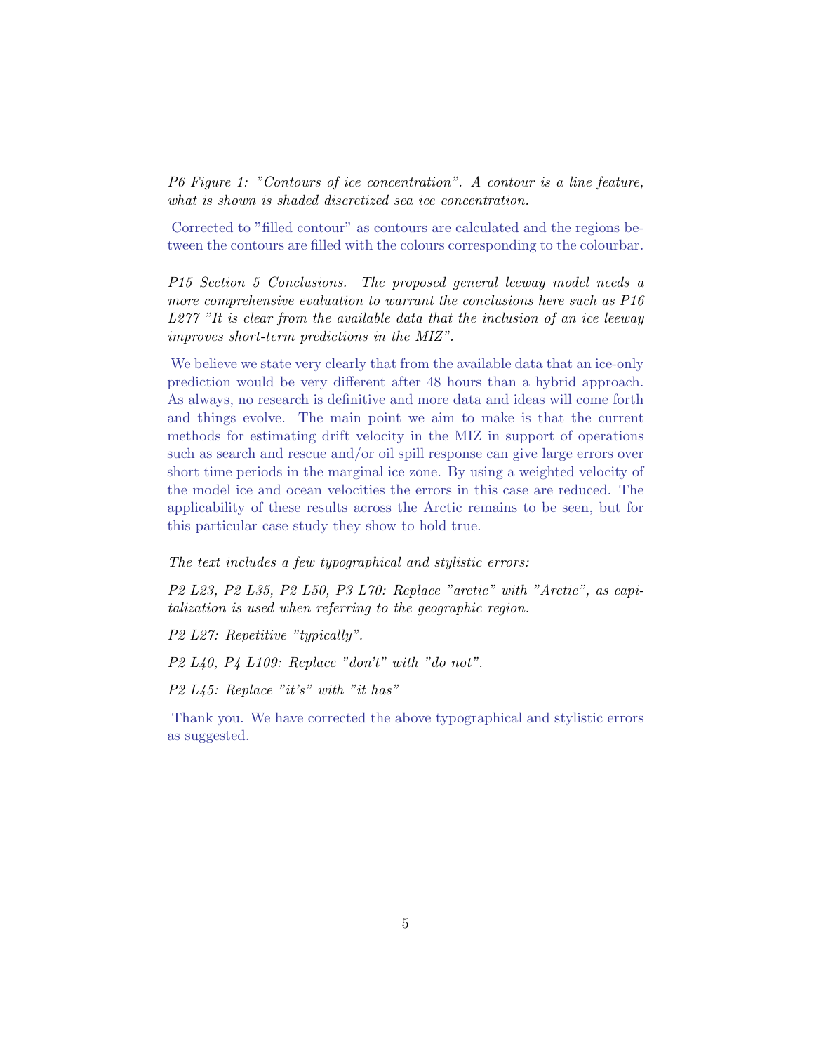*P6 Figure 1: "Contours of ice concentration". A contour is a line feature, what is shown is shaded discretized sea ice concentration.*

Corrected to "filled contour" as contours are calculated and the regions between the contours are filled with the colours corresponding to the colourbar.

*P15 Section 5 Conclusions. The proposed general leeway model needs a more comprehensive evaluation to warrant the conclusions here such as P16 L277 "It is clear from the available data that the inclusion of an ice leeway improves short-term predictions in the MIZ".*

We believe we state very clearly that from the available data that an ice-only prediction would be very different after 48 hours than a hybrid approach. As always, no research is definitive and more data and ideas will come forth and things evolve. The main point we aim to make is that the current methods for estimating drift velocity in the MIZ in support of operations such as search and rescue and/or oil spill response can give large errors over short time periods in the marginal ice zone. By using a weighted velocity of the model ice and ocean velocities the errors in this case are reduced. The applicability of these results across the Arctic remains to be seen, but for this particular case study they show to hold true.

*The text includes a few typographical and stylistic errors:*

*P2 L23, P2 L35, P2 L50, P3 L70: Replace "arctic" with "Arctic", as capitalization is used when referring to the geographic region.*

*P2 L27: Repetitive "typically".*

*P2 L40, P4 L109: Replace "don't" with "do not".*

*P2 L45: Replace "it's" with "it has"*

Thank you. We have corrected the above typographical and stylistic errors as suggested.